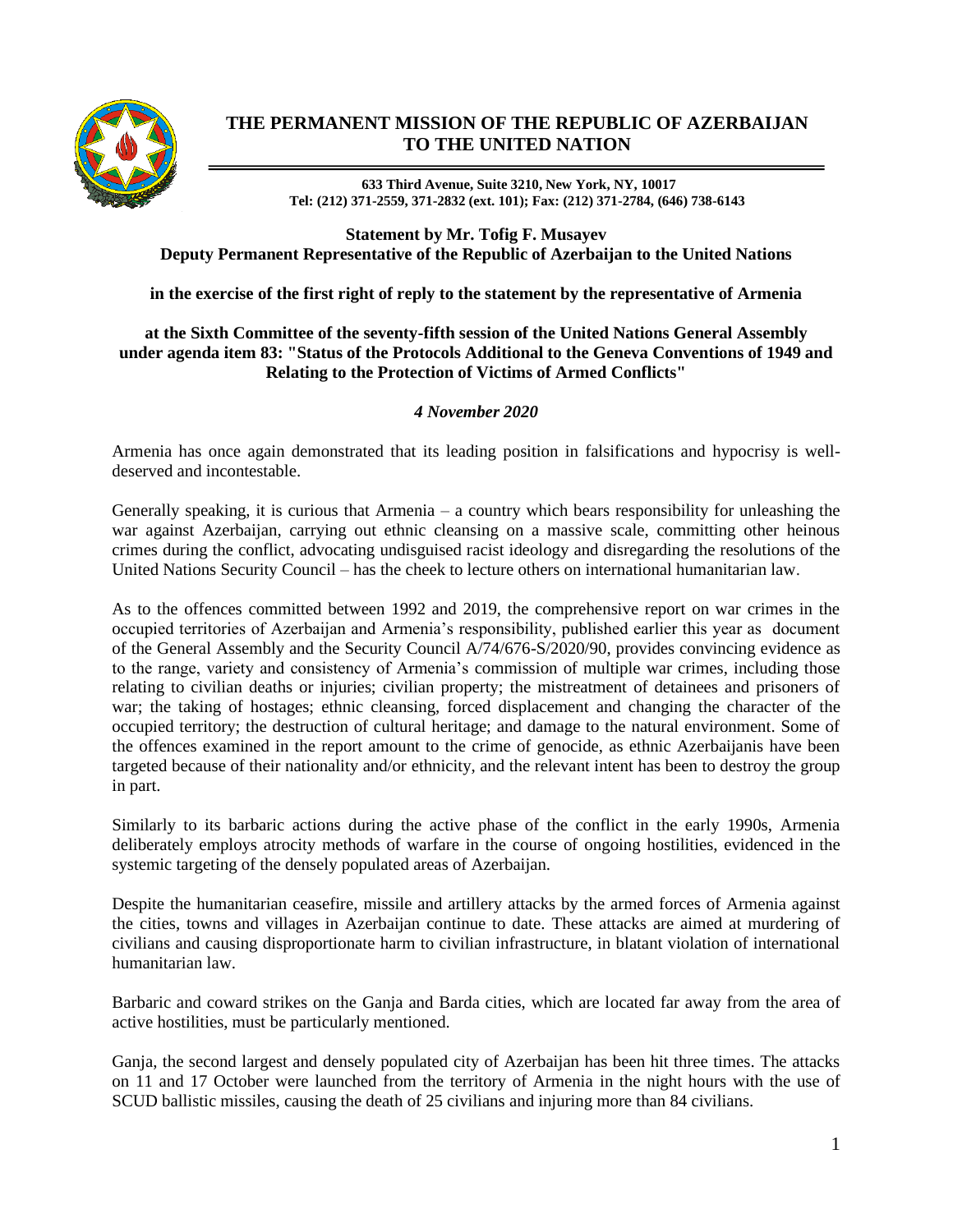# THE PERMANENT MISSION OF THE REPUBLIC OF AZERBAIJAN TO THE UNITED NATION

**633 Third Avenue, Suite 3210, New York, NY, 10017**
**Tel: (212) 371-2559, 371-2832 (ext. 101); Fax: (212) 371-2784, (646) 738-6143**

**Statement by Mr. Tofig F. Musayev**
**Deputy Permanent Representative of the Republic of Azerbaijan to the United Nations**

**in the exercise of the first right of reply to the statement by the representative of Armenia**

**at the Sixth Committee of the seventy-fifth session of the United Nations General Assembly under agenda item 83: "Status of the Protocols Additional to the Geneva Conventions of 1949 and Relating to the Protection of Victims of Armed Conflicts"**

***4 November 2020***

Armenia has once again demonstrated that its leading position in falsifications and hypocrisy is well-deserved and incontestable.

Generally speaking, it is curious that Armenia – a country which bears responsibility for unleashing the war against Azerbaijan, carrying out ethnic cleansing on a massive scale, committing other heinous crimes during the conflict, advocating undisguised racist ideology and disregarding the resolutions of the United Nations Security Council – has the cheek to lecture others on international humanitarian law.

As to the offences committed between 1992 and 2019, the comprehensive report on war crimes in the occupied territories of Azerbaijan and Armenia's responsibility, published earlier this year as document of the General Assembly and the Security Council A/74/676-S/2020/90, provides convincing evidence as to the range, variety and consistency of Armenia's commission of multiple war crimes, including those relating to civilian deaths or injuries; civilian property; the mistreatment of detainees and prisoners of war; the taking of hostages; ethnic cleansing, forced displacement and changing the character of the occupied territory; the destruction of cultural heritage; and damage to the natural environment. Some of the offences examined in the report amount to the crime of genocide, as ethnic Azerbaijanis have been targeted because of their nationality and/or ethnicity, and the relevant intent has been to destroy the group in part.

Similarly to its barbaric actions during the active phase of the conflict in the early 1990s, Armenia deliberately employs atrocity methods of warfare in the course of ongoing hostilities, evidenced in the systemic targeting of the densely populated areas of Azerbaijan.

Despite the humanitarian ceasefire, missile and artillery attacks by the armed forces of Armenia against the cities, towns and villages in Azerbaijan continue to date. These attacks are aimed at murdering of civilians and causing disproportionate harm to civilian infrastructure, in blatant violation of international humanitarian law.

Barbaric and coward strikes on the Ganja and Barda cities, which are located far away from the area of active hostilities, must be particularly mentioned.

Ganja, the second largest and densely populated city of Azerbaijan has been hit three times. The attacks on 11 and 17 October were launched from the territory of Armenia in the night hours with the use of SCUD ballistic missiles, causing the death of 25 civilians and injuring more than 84 civilians.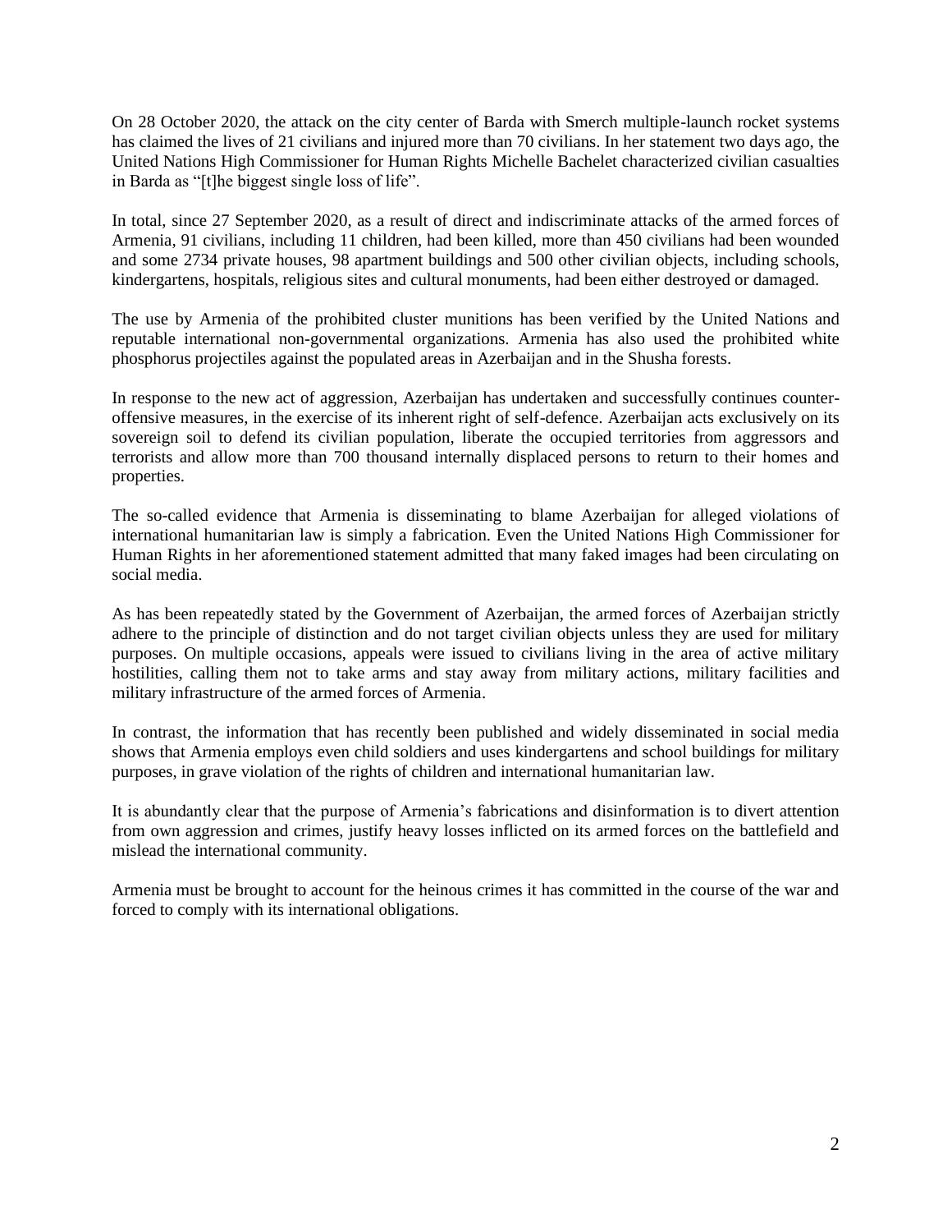On 28 October 2020, the attack on the city center of Barda with Smerch multiple-launch rocket systems has claimed the lives of 21 civilians and injured more than 70 civilians. In her statement two days ago, the United Nations High Commissioner for Human Rights Michelle Bachelet characterized civilian casualties in Barda as "[t]he biggest single loss of life".

In total, since 27 September 2020, as a result of direct and indiscriminate attacks of the armed forces of Armenia, 91 civilians, including 11 children, had been killed, more than 450 civilians had been wounded and some 2734 private houses, 98 apartment buildings and 500 other civilian objects, including schools, kindergartens, hospitals, religious sites and cultural monuments, had been either destroyed or damaged.

The use by Armenia of the prohibited cluster munitions has been verified by the United Nations and reputable international non-governmental organizations. Armenia has also used the prohibited white phosphorus projectiles against the populated areas in Azerbaijan and in the Shusha forests.

In response to the new act of aggression, Azerbaijan has undertaken and successfully continues counter-offensive measures, in the exercise of its inherent right of self-defence. Azerbaijan acts exclusively on its sovereign soil to defend its civilian population, liberate the occupied territories from aggressors and terrorists and allow more than 700 thousand internally displaced persons to return to their homes and properties.

The so-called evidence that Armenia is disseminating to blame Azerbaijan for alleged violations of international humanitarian law is simply a fabrication. Even the United Nations High Commissioner for Human Rights in her aforementioned statement admitted that many faked images had been circulating on social media.

As has been repeatedly stated by the Government of Azerbaijan, the armed forces of Azerbaijan strictly adhere to the principle of distinction and do not target civilian objects unless they are used for military purposes. On multiple occasions, appeals were issued to civilians living in the area of active military hostilities, calling them not to take arms and stay away from military actions, military facilities and military infrastructure of the armed forces of Armenia.

In contrast, the information that has recently been published and widely disseminated in social media shows that Armenia employs even child soldiers and uses kindergartens and school buildings for military purposes, in grave violation of the rights of children and international humanitarian law.

It is abundantly clear that the purpose of Armenia's fabrications and disinformation is to divert attention from own aggression and crimes, justify heavy losses inflicted on its armed forces on the battlefield and mislead the international community.

Armenia must be brought to account for the heinous crimes it has committed in the course of the war and forced to comply with its international obligations.